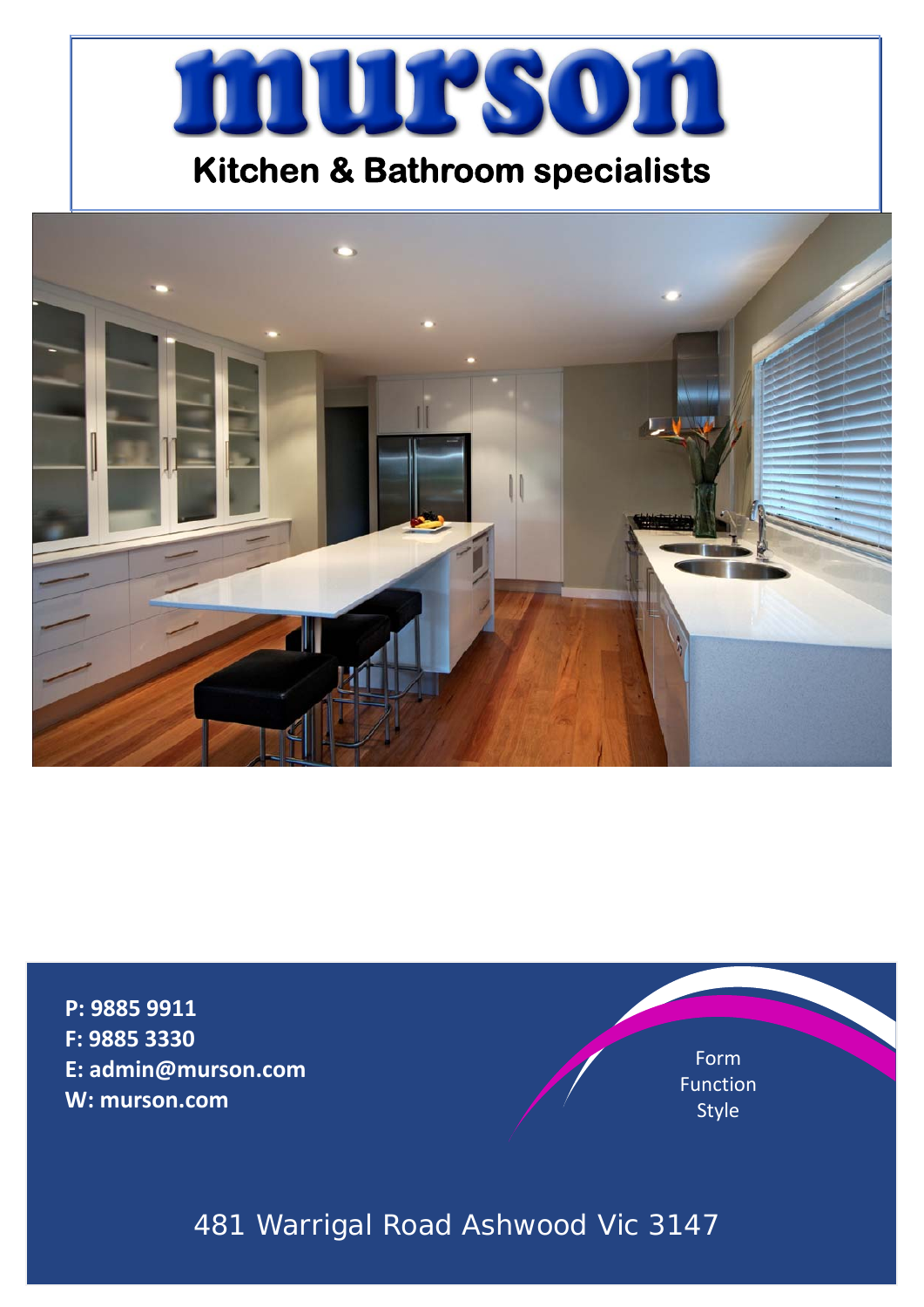# murson

## Kitchen & Bathroom specialists

**P: 9885 9911**
**F: 9885 3330**
**E: admin@murson.com**
**W: murson.com**

Form
Function
Style

481 Warrigal Road Ashwood Vic 3147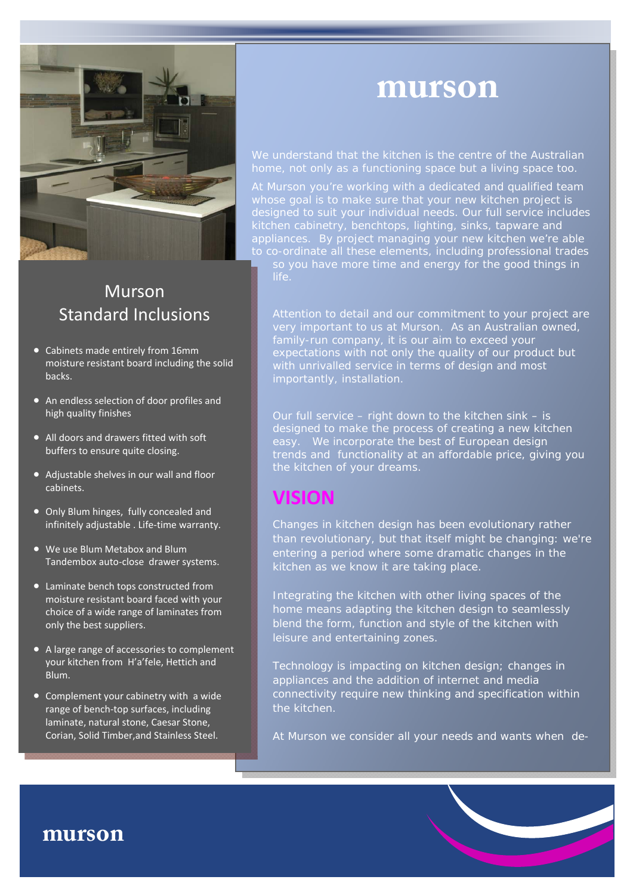# murson

We understand that the kitchen is the centre of the Australian home, not only as a functioning space but a living space too.

At Murson you're working with a dedicated and qualified team whose goal is to make sure that your new kitchen project is designed to suit your individual needs. Our full service includes kitchen cabinetry, benchtops, lighting, sinks, tapware and appliances. By project managing your new kitchen we're able to co-ordinate all these elements, including professional trades so you have more time and energy for the good things in life.

Attention to detail and our commitment to your project are very important to us at Murson. As an Australian owned, family-run company, it is our aim to exceed your expectations with not only the quality of our product but with unrivalled service in terms of design and most importantly, installation.

Our full service – right down to the kitchen sink – is designed to make the process of creating a new kitchen easy. We incorporate the best of European design trends and functionality at an affordable price, giving you the kitchen of your dreams.

## VISION

Changes in kitchen design has been evolutionary rather than revolutionary, but that itself might be changing: we're entering a period where some dramatic changes in the kitchen as we know it are taking place.

Integrating the kitchen with other living spaces of the home means adapting the kitchen design to seamlessly blend the form, function and style of the kitchen with leisure and entertaining zones.

Technology is impacting on kitchen design; changes in appliances and the addition of internet and media connectivity require new thinking and specification within the kitchen.

At Murson we consider all your needs and wants when de-

## Murson Standard Inclusions

- Cabinets made entirely from 16mm moisture resistant board including the solid backs.
- An endless selection of door profiles and high quality finishes
- All doors and drawers fitted with soft buffers to ensure quite closing.
- Adjustable shelves in our wall and floor cabinets.
- Only Blum hinges, fully concealed and infinitely adjustable . Life-time warranty.
- We use Blum Metabox and Blum Tandembox auto-close drawer systems.
- Laminate bench tops constructed from moisture resistant board faced with your choice of a wide range of laminates from only the best suppliers.
- A large range of accessories to complement your kitchen from H'a'fele, Hettich and Blum.
- Complement your cabinetry with a wide range of bench-top surfaces, including laminate, natural stone, Caesar Stone, Corian, Solid Timber,and Stainless Steel.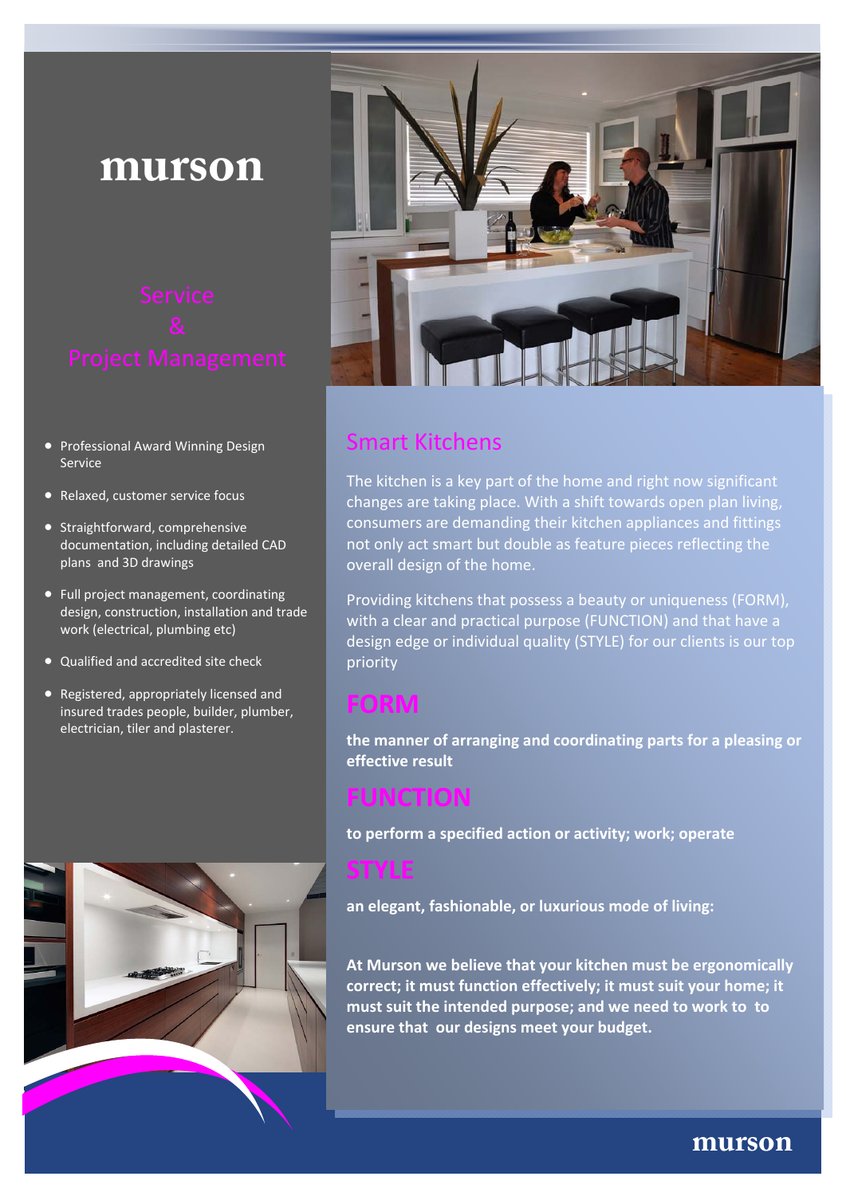# murson

## Service & Project Management

- Professional Award Winning Design Service
- Relaxed, customer service focus
- Straightforward, comprehensive documentation, including detailed CAD plans and 3D drawings
- Full project management, coordinating design, construction, installation and trade work (electrical, plumbing etc)
- Qualified and accredited site check
- Registered, appropriately licensed and insured trades people, builder, plumber, electrician, tiler and plasterer.

## Smart Kitchens

The kitchen is a key part of the home and right now significant changes are taking place. With a shift towards open plan living, consumers are demanding their kitchen appliances and fittings not only act smart but double as feature pieces reflecting the overall design of the home.

Providing kitchens that possess a beauty or uniqueness (FORM), with a clear and practical purpose (FUNCTION) and that have a design edge or individual quality (STYLE) for our clients is our top priority

### FORM

**the manner of arranging and coordinating parts for a pleasing or effective result**

### FUNCTION

**to perform a specified action or activity; work; operate**

### STYLE

**an elegant, fashionable, or luxurious mode of living:**

**At Murson we believe that your kitchen must be ergonomically correct; it must function effectively; it must suit your home; it must suit the intended purpose; and we need to work to to ensure that our designs meet your budget.**

murson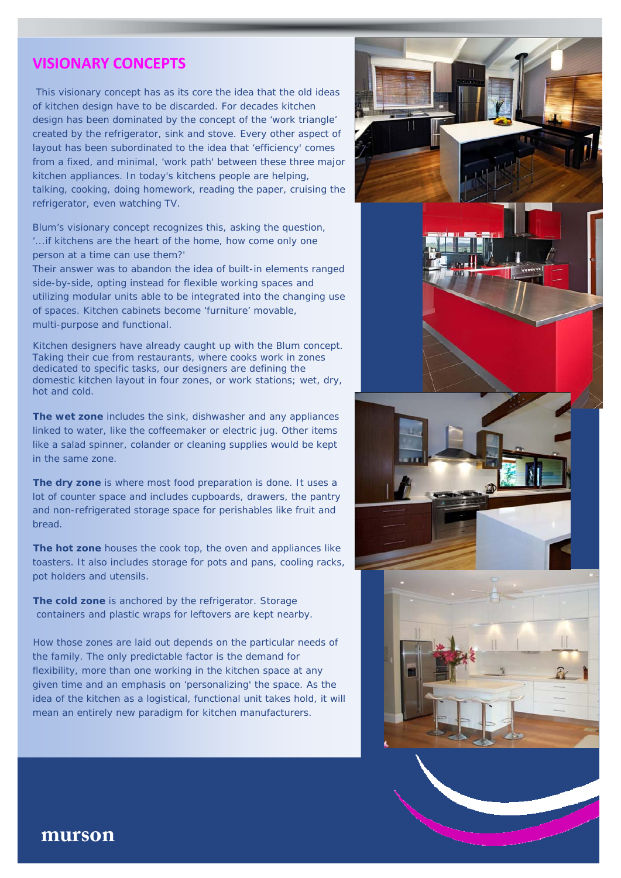## VISIONARY CONCEPTS

This visionary concept has as its core the idea that the old ideas of kitchen design have to be discarded. For decades kitchen design has been dominated by the concept of the 'work triangle' created by the refrigerator, sink and stove. Every other aspect of layout has been subordinated to the idea that 'efficiency' comes from a fixed, and minimal, 'work path' between these three major kitchen appliances. In today's kitchens people are helping, talking, cooking, doing homework, reading the paper, cruising the refrigerator, even watching TV.

Blum's visionary concept recognizes this, asking the question, '...if kitchens are the heart of the home, how come only one person at a time can use them?'
Their answer was to abandon the idea of built-in elements ranged side-by-side, opting instead for flexible working spaces and utilizing modular units able to be integrated into the changing use of spaces. Kitchen cabinets become 'furniture' movable, multi-purpose and functional.

Kitchen designers have already caught up with the Blum concept. Taking their cue from restaurants, where cooks work in zones dedicated to specific tasks, our designers are defining the domestic kitchen layout in four zones, or work stations; wet, dry, hot and cold.

**The wet zone** includes the sink, dishwasher and any appliances linked to water, like the coffeemaker or electric jug. Other items like a salad spinner, colander or cleaning supplies would be kept in the same zone.

**The dry zone** is where most food preparation is done. It uses a lot of counter space and includes cupboards, drawers, the pantry and non-refrigerated storage space for perishables like fruit and bread.

**The hot zone** houses the cook top, the oven and appliances like toasters. It also includes storage for pots and pans, cooling racks, pot holders and utensils.

**The cold zone** is anchored by the refrigerator. Storage containers and plastic wraps for leftovers are kept nearby.

How those zones are laid out depends on the particular needs of the family. The only predictable factor is the demand for flexibility, more than one working in the kitchen space at any given time and an emphasis on 'personalizing' the space. As the idea of the kitchen as a logistical, functional unit takes hold, it will mean an entirely new paradigm for kitchen manufacturers.

murson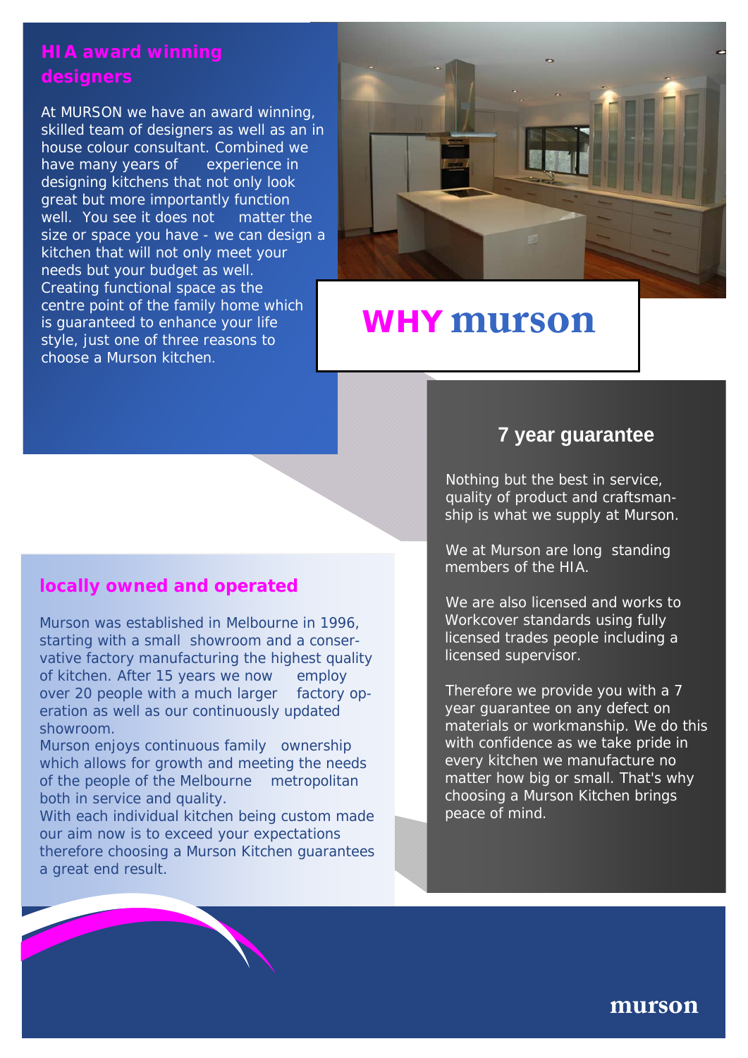# WHY murson

## HIA award winning designers

At MURSON we have an award winning, skilled team of designers as well as an in house colour consultant. Combined we have many years of experience in designing kitchens that not only look great but more importantly function well. You see it does not matter the size or space you have - we can design a kitchen that will not only meet your needs but your budget as well. Creating functional space as the centre point of the family home which is guaranteed to enhance your life style, just one of three reasons to choose a Murson kitchen.

## 7 year guarantee

Nothing but the best in service, quality of product and craftsmanship is what we supply at Murson.

We at Murson are long standing members of the HIA.

We are also licensed and works to Workcover standards using fully licensed trades people including a licensed supervisor.

Therefore we provide you with a 7 year guarantee on any defect on materials or workmanship. We do this with confidence as we take pride in every kitchen we manufacture no matter how big or small. That's why choosing a Murson Kitchen brings peace of mind.

## locally owned and operated

Murson was established in Melbourne in 1996, starting with a small showroom and a conservative factory manufacturing the highest quality of kitchen. After 15 years we now employ over 20 people with a much larger factory operation as well as our continuously updated showroom.

Murson enjoys continuous family ownership which allows for growth and meeting the needs of the people of the Melbourne metropolitan both in service and quality.

With each individual kitchen being custom made our aim now is to exceed your expectations therefore choosing a Murson Kitchen guarantees a great end result.

murson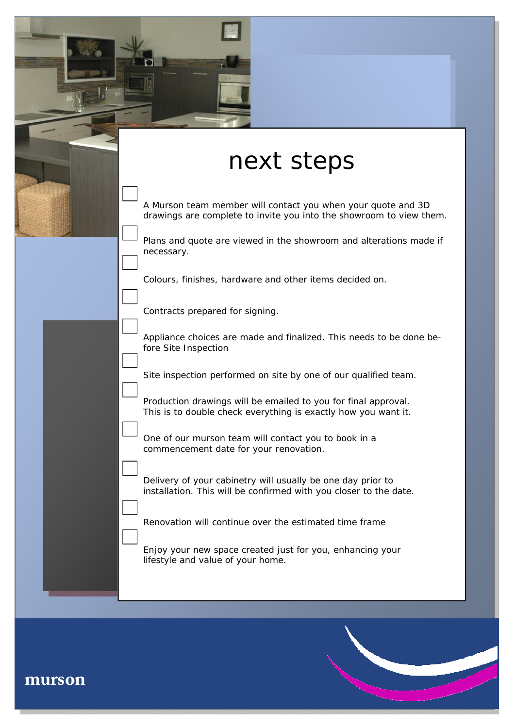# next steps

- [ ] A Murson team member will contact you when your quote and 3D drawings are complete to invite you into the showroom to view them.
- [ ] Plans and quote are viewed in the showroom and alterations made if necessary.
- [ ] Colours, finishes, hardware and other items decided on.
- [ ] Contracts prepared for signing.
- [ ] Appliance choices are made and finalized. This needs to be done before Site Inspection
- [ ] Site inspection performed on site by one of our qualified team.
- [ ] Production drawings will be emailed to you for final approval. This is to double check everything is exactly how you want it.
- [ ] One of our murson team will contact you to book in a commencement date for your renovation.
- [ ] Delivery of your cabinetry will usually be one day prior to installation. This will be confirmed with you closer to the date.
- [ ] Renovation will continue over the estimated time frame
- [ ] Enjoy your new space created just for you, enhancing your lifestyle and value of your home.

murson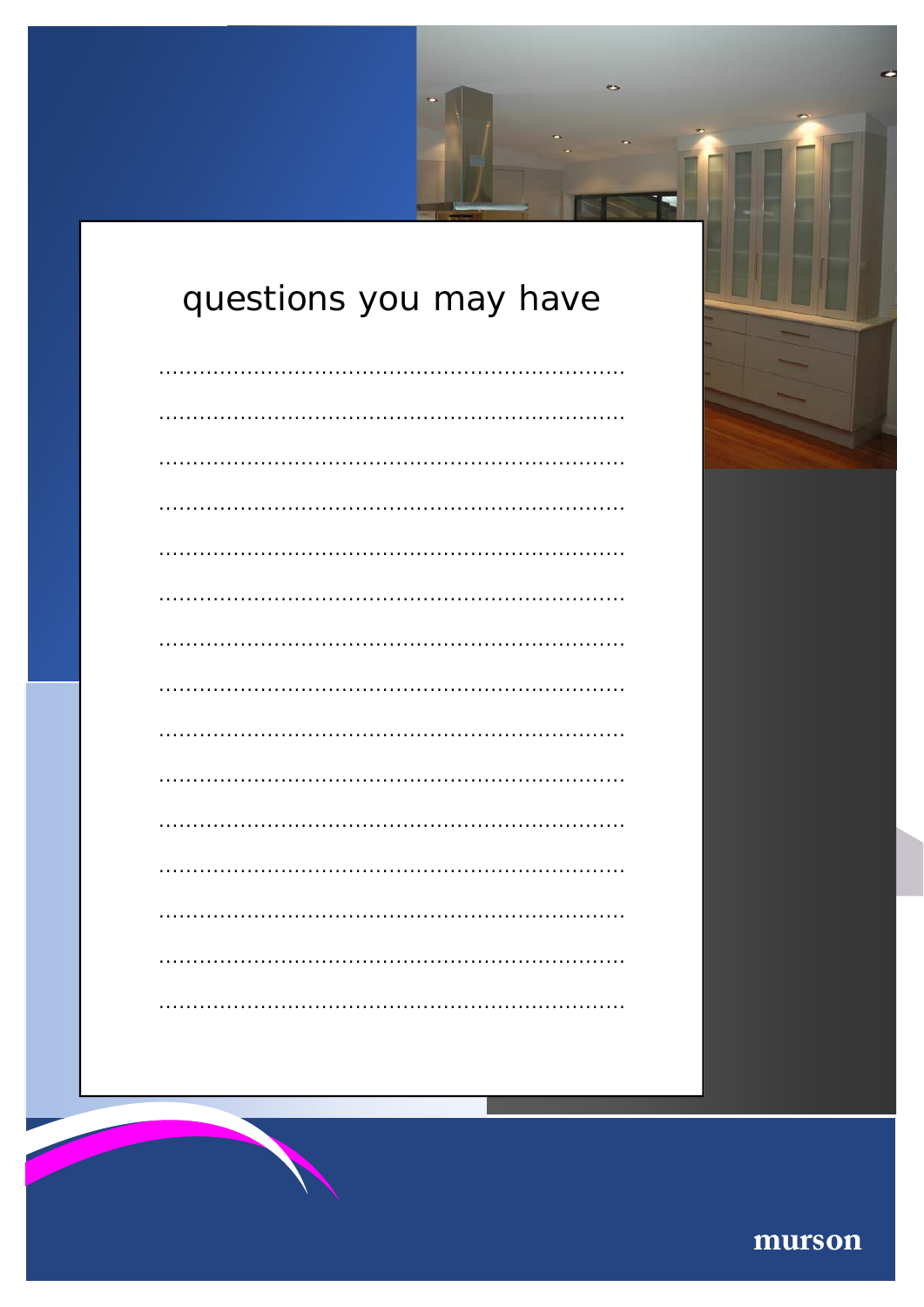# questions you may have

....................................................................

....................................................................

....................................................................

....................................................................

....................................................................

....................................................................

....................................................................

....................................................................

....................................................................

....................................................................

....................................................................

....................................................................

....................................................................

....................................................................

....................................................................

murson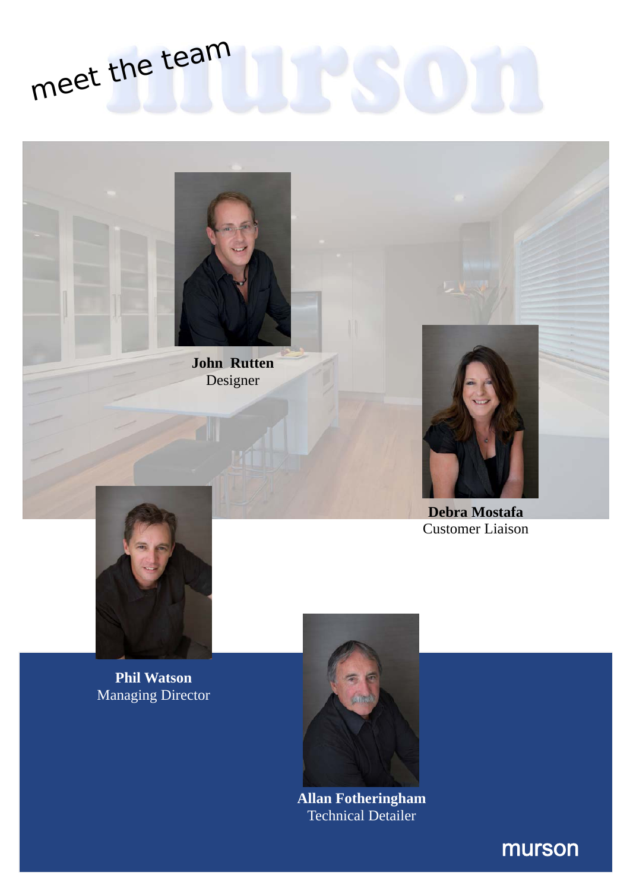# meet the team

**John Rutten**
Designer

**Debra Mostafa**
Customer Liaison

**Phil Watson**
Managing Director

**Allan Fotheringham**
Technical Detailer

murson